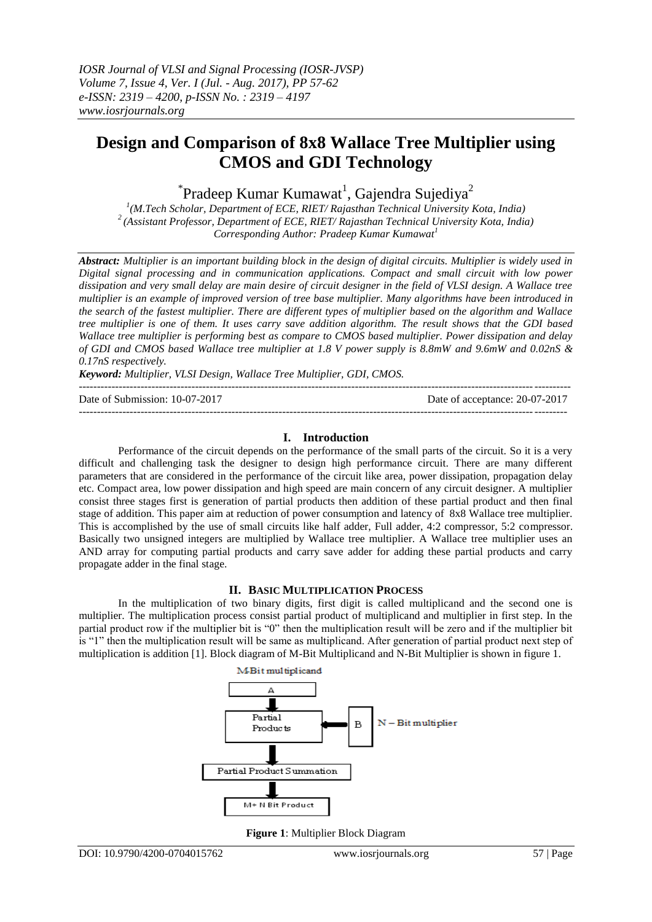# Design and Comparison of 8x8 Wallace Tree Multiplier using CMOS and GDI Technology

*Pradeep Kumar Kumawat[1], Gajendra Sujediya[2]

[1](M.Tech Scholar, Department of ECE, RIET/ Rajasthan Technical University Kota, India)
[2](Assistant Professor, Department of ECE, RIET/ Rajasthan Technical University Kota, India)
Corresponding Author: Pradeep Kumar Kumawat[1]

***Abstract:*** *Multiplier is an important building block in the design of digital circuits. Multiplier is widely used in Digital signal processing and in communication applications. Compact and small circuit with low power dissipation and very small delay are main desire of circuit designer in the field of VLSI design. A Wallace tree multiplier is an example of improved version of tree base multiplier. Many algorithms have been introduced in the search of the fastest multiplier. There are different types of multiplier based on the algorithm and Wallace tree multiplier is one of them. It uses carry save addition algorithm. The result shows that the GDI based Wallace tree multiplier is performing best as compare to CMOS based multiplier. Power dissipation and delay of GDI and CMOS based Wallace tree multiplier at 1.8 V power supply is 8.8mW and 9.6mW and 0.02nS & 0.17nS respectively.*

***Keyword:*** *Multiplier, VLSI Design, Wallace Tree Multiplier, GDI, CMOS.*

---

Date of Submission: 10-07-2017 Date of acceptance: 20-07-2017

---

## I. Introduction

Performance of the circuit depends on the performance of the small parts of the circuit. So it is a very difficult and challenging task the designer to design high performance circuit. There are many different parameters that are considered in the performance of the circuit like area, power dissipation, propagation delay etc. Compact area, low power dissipation and high speed are main concern of any circuit designer. A multiplier consist three stages first is generation of partial products then addition of these partial product and then final stage of addition. This paper aim at reduction of power consumption and latency of 8x8 Wallace tree multiplier. This is accomplished by the use of small circuits like half adder, Full adder, 4:2 compressor, 5:2 compressor. Basically two unsigned integers are multiplied by Wallace tree multiplier. A Wallace tree multiplier uses an AND array for computing partial products and carry save adder for adding these partial product and carry propagate adder in the final stage.

## II. BASIC MULTIPLICATION PROCESS

In the multiplication of two binary digits, first digit is called multiplicand and the second one is multiplier. The multiplication process consist partial product of multiplicand and multiplier in first step. In the partial product row if the multiplier bit is "0" then the multiplication result will be zero and if the multiplier bit is "1" then the multiplication result will be same as multiplicand. After generation of partial product next step of multiplication is addition [1]. Block diagram of M-Bit Multiplicand and N-Bit Multiplier is shown in figure 1.

M-Bit multiplicand

A

Partial Products

B

N – Bit multiplier

Partial Product Summation

M+ N Bit Product

**Figure 1**: Multiplier Block Diagram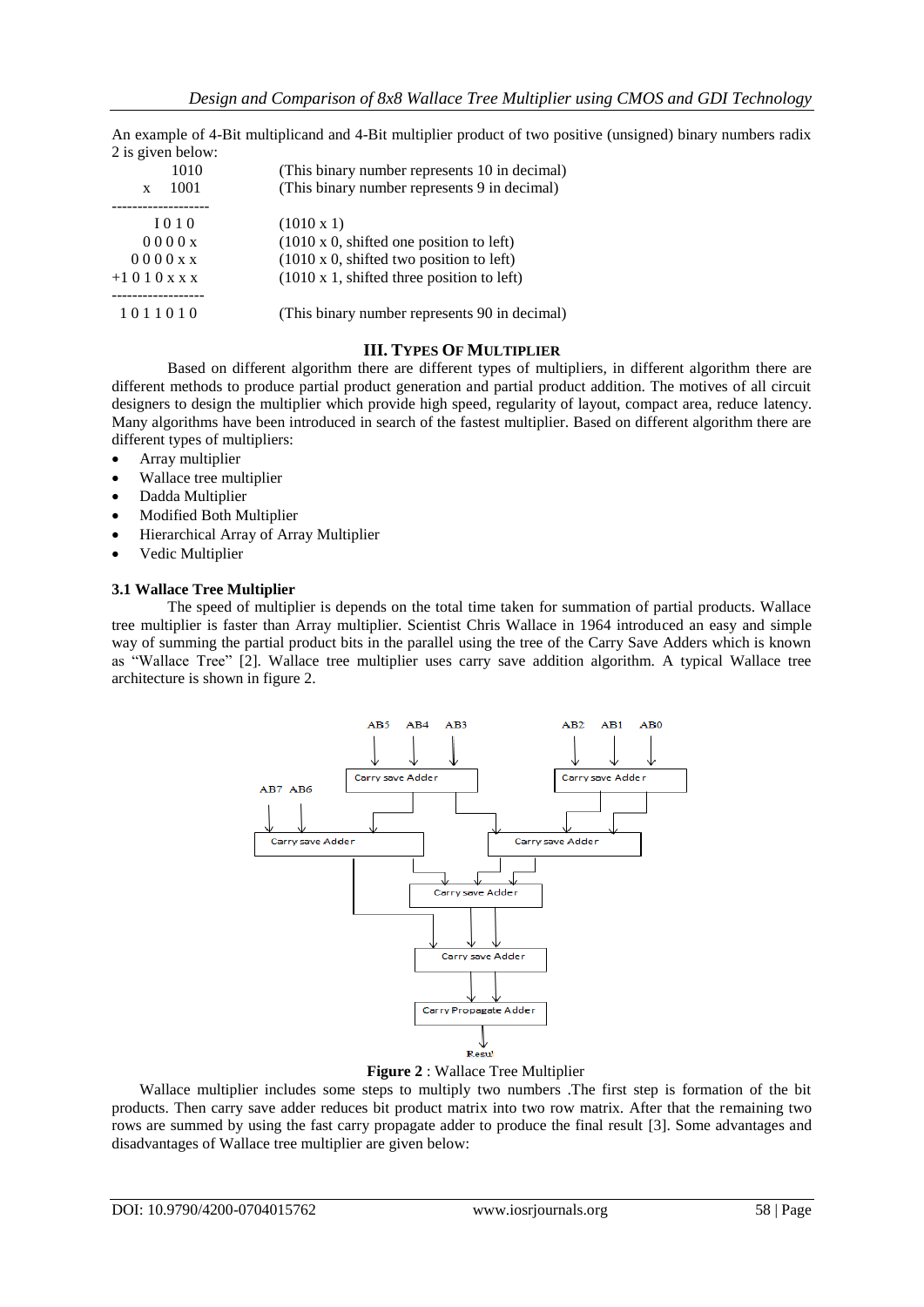An example of 4-Bit multiplicand and 4-Bit multiplier product of two positive (unsigned) binary numbers radix 2 is given below:

```
       1010          (This binary number represents 10 in decimal)
   x   1001          (This binary number represents 9 in decimal)
-------------------
      1010           (1010 x 1)
     0000x           (1010 x 0, shifted one position to left)
    0000xx           (1010 x 0, shifted two position to left)
  +1010xxx           (1010 x 1, shifted three position to left)
------------------
   1011010           (This binary number represents 90 in decimal)
```

## III. Types Of Multiplier

Based on different algorithm there are different types of multipliers, in different algorithm there are different methods to produce partial product generation and partial product addition. The motives of all circuit designers to design the multiplier which provide high speed, regularity of layout, compact area, reduce latency. Many algorithms have been introduced in search of the fastest multiplier. Based on different algorithm there are different types of multipliers:

- Array multiplier
- Wallace tree multiplier
- Dadda Multiplier
- Modified Both Multiplier
- Hierarchical Array of Array Multiplier
- Vedic Multiplier

### 3.1 Wallace Tree Multiplier

The speed of multiplier is depends on the total time taken for summation of partial products. Wallace tree multiplier is faster than Array multiplier. Scientist Chris Wallace in 1964 introduced an easy and simple way of summing the partial product bits in the parallel using the tree of the Carry Save Adders which is known as "Wallace Tree" [2]. Wallace tree multiplier uses carry save addition algorithm. A typical Wallace tree architecture is shown in figure 2.

**Figure 2** : Wallace Tree Multiplier

Wallace multiplier includes some steps to multiply two numbers .The first step is formation of the bit products. Then carry save adder reduces bit product matrix into two row matrix. After that the remaining two rows are summed by using the fast carry propagate adder to produce the final result [3]. Some advantages and disadvantages of Wallace tree multiplier are given below: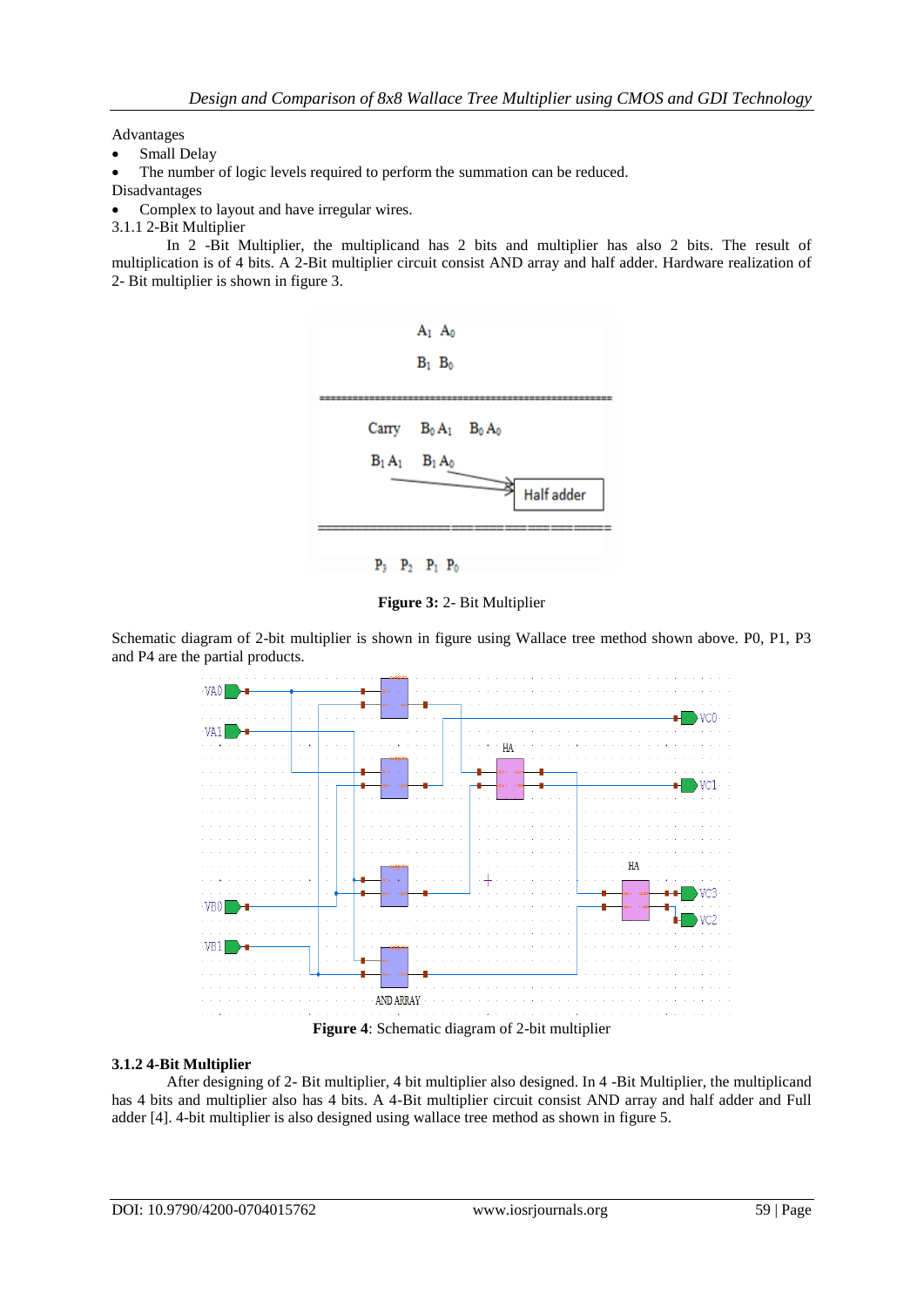Advantages

- Small Delay
- The number of logic levels required to perform the summation can be reduced.

Disadvantages

- Complex to layout and have irregular wires.

3.1.1 2-Bit Multiplier

In 2 -Bit Multiplier, the multiplicand has 2 bits and multiplier has also 2 bits. The result of multiplication is of 4 bits. A 2-Bit multiplier circuit consist AND array and half adder. Hardware realization of 2- Bit multiplier is shown in figure 3.

**Figure 3:** 2- Bit Multiplier

Schematic diagram of 2-bit multiplier is shown in figure using Wallace tree method shown above. P0, P1, P3 and P4 are the partial products.

**Figure 4**: Schematic diagram of 2-bit multiplier

### 3.1.2 4-Bit Multiplier

After designing of 2- Bit multiplier, 4 bit multiplier also designed. In 4 -Bit Multiplier, the multiplicand has 4 bits and multiplier also has 4 bits. A 4-Bit multiplier circuit consist AND array and half adder and Full adder [4]. 4-bit multiplier is also designed using wallace tree method as shown in figure 5.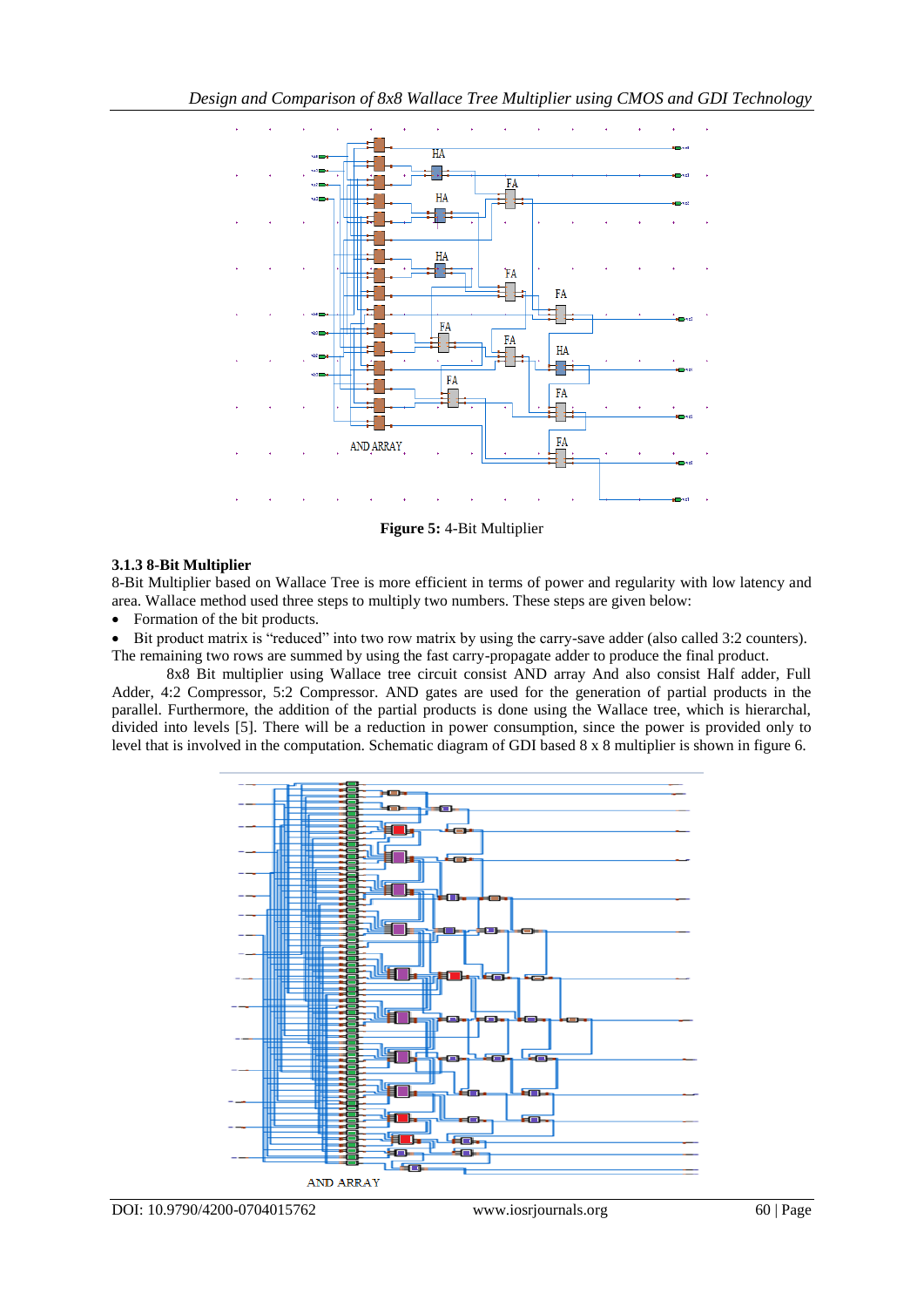Figure 5: 4-Bit Multiplier

### 3.1.3 8-Bit Multiplier

8-Bit Multiplier based on Wallace Tree is more efficient in terms of power and regularity with low latency and area. Wallace method used three steps to multiply two numbers. These steps are given below:

- Formation of the bit products.
- Bit product matrix is "reduced" into two row matrix by using the carry-save adder (also called 3:2 counters).

The remaining two rows are summed by using the fast carry-propagate adder to produce the final product.

8x8 Bit multiplier using Wallace tree circuit consist AND array And also consist Half adder, Full Adder, 4:2 Compressor, 5:2 Compressor. AND gates are used for the generation of partial products in the parallel. Furthermore, the addition of the partial products is done using the Wallace tree, which is hierarchal, divided into levels [5]. There will be a reduction in power consumption, since the power is provided only to level that is involved in the computation. Schematic diagram of GDI based 8 x 8 multiplier is shown in figure 6.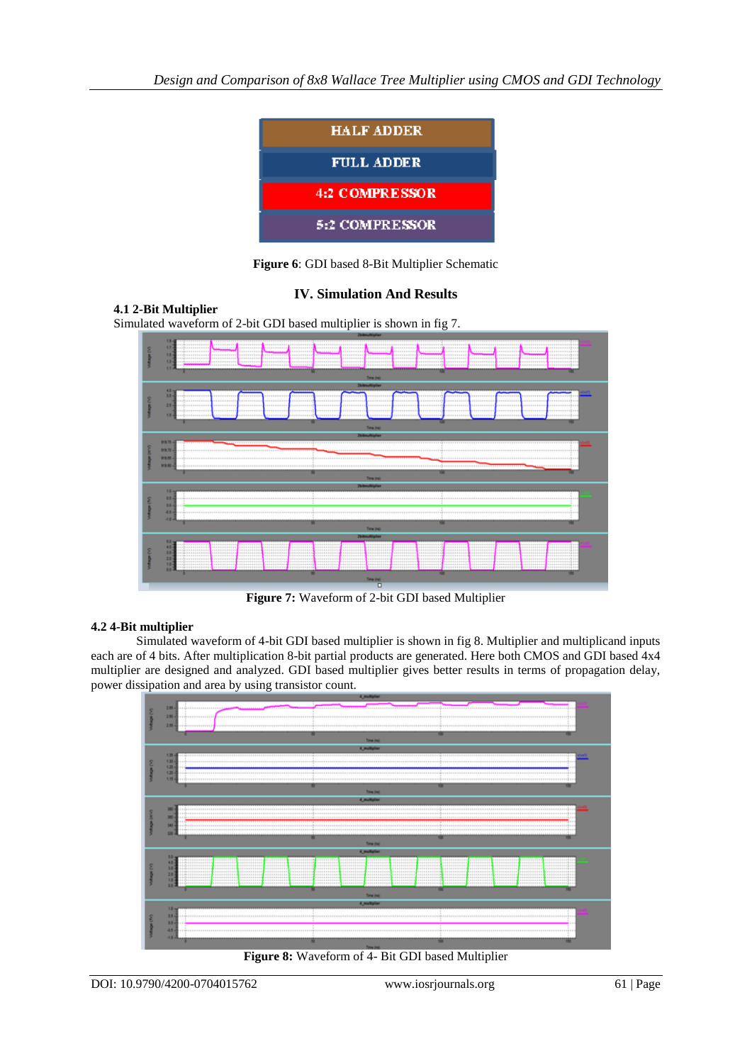HALF ADDER

FULL ADDER

4:2 COMPRESSOR

5:2 COMPRESSOR

**Figure 6**: GDI based 8-Bit Multiplier Schematic

## IV. Simulation And Results

### 4.1 2-Bit Multiplier

Simulated waveform of 2-bit GDI based multiplier is shown in fig 7.

**Figure 7:** Waveform of 2-bit GDI based Multiplier

### 4.2 4-Bit multiplier

Simulated waveform of 4-bit GDI based multiplier is shown in fig 8. Multiplier and multiplicand inputs each are of 4 bits. After multiplication 8-bit partial products are generated. Here both CMOS and GDI based 4x4 multiplier are designed and analyzed. GDI based multiplier gives better results in terms of propagation delay, power dissipation and area by using transistor count.

**Figure 8:** Waveform of 4- Bit GDI based Multiplier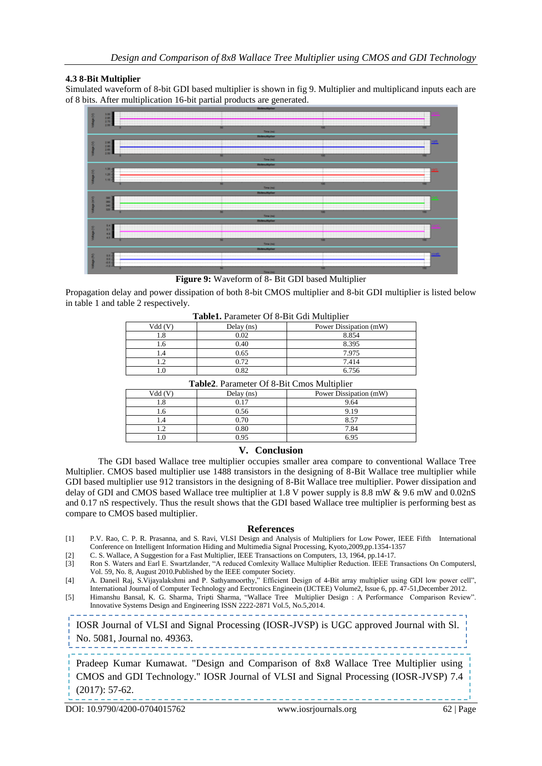### 4.3 8-Bit Multiplier

Simulated waveform of 8-bit GDI based multiplier is shown in fig 9. Multiplier and multiplicand inputs each are of 8 bits. After multiplication 16-bit partial products are generated.

**Figure 9:** Waveform of 8- Bit GDI based Multiplier

Propagation delay and power dissipation of both 8-bit CMOS multiplier and 8-bit GDI multiplier is listed below in table 1 and table 2 respectively.

**Table1.** Parameter Of 8-Bit Gdi Multiplier

| Vdd (V) | Delay (ns) | Power Dissipation (mW) |
|---|---|---|
| 1.8 | 0.02 | 8.854 |
| 1.6 | 0.40 | 8.395 |
| 1.4 | 0.65 | 7.975 |
| 1.2 | 0.72 | 7.414 |
| 1.0 | 0.82 | 6.756 |

**Table2**. Parameter Of 8-Bit Cmos Multiplier

| Vdd (V) | Delay (ns) | Power Dissipation (mW) |
|---|---|---|
| 1.8 | 0.17 | 9.64 |
| 1.6 | 0.56 | 9.19 |
| 1.4 | 0.70 | 8.57 |
| 1.2 | 0.80 | 7.84 |
| 1.0 | 0.95 | 6.95 |

## V. Conclusion

The GDI based Wallace tree multiplier occupies smaller area compare to conventional Wallace Tree Multiplier. CMOS based multiplier use 1488 transistors in the designing of 8-Bit Wallace tree multiplier while GDI based multiplier use 912 transistors in the designing of 8-Bit Wallace tree multiplier. Power dissipation and delay of GDI and CMOS based Wallace tree multiplier at 1.8 V power supply is 8.8 mW & 9.6 mW and 0.02nS and 0.17 nS respectively. Thus the result shows that the GDI based Wallace tree multiplier is performing best as compare to CMOS based multiplier.

## References

[1] P.V. Rao, C. P. R. Prasanna, and S. Ravi, VLSI Design and Analysis of Multipliers for Low Power, IEEE Fifth International Conference on Intelligent Information Hiding and Multimedia Signal Processing, Kyoto,2009,pp.1354-1357

[2] C. S. Wallace, A Suggestion for a Fast Multiplier, IEEE Transactions on Computers, 13, 1964, pp.14-17.

[3] Ron S. Waters and Earl E. Swartzlander, "A reduced Comlexity Wallace Multiplier Reduction. IEEE Transactions On Computersl, Vol. 59, No. 8, August 2010.Published by the IEEE computer Society.

[4] A. Daneil Raj, S.Vijayalakshmi and P. Sathyamoorthy," Efficient Design of 4-Bit array multiplier using GDI low power cell", International Journal of Computer Technology and Eectronics Engineein (IJCTEE) Volume2, Issue 6, pp. 47-51,December 2012.

[5] Himanshu Bansal, K. G. Sharma, Tripti Sharma, "Wallace Tree Multiplier Design : A Performance Comparison Review". Innovative Systems Design and Engineering ISSN 2222-2871 Vol.5, No.5,2014.

IOSR Journal of VLSI and Signal Processing (IOSR-JVSP) is UGC approved Journal with Sl. No. 5081, Journal no. 49363.

Pradeep Kumar Kumawat. "Design and Comparison of 8x8 Wallace Tree Multiplier using CMOS and GDI Technology." IOSR Journal of VLSI and Signal Processing (IOSR-JVSP) 7.4 (2017): 57-62.